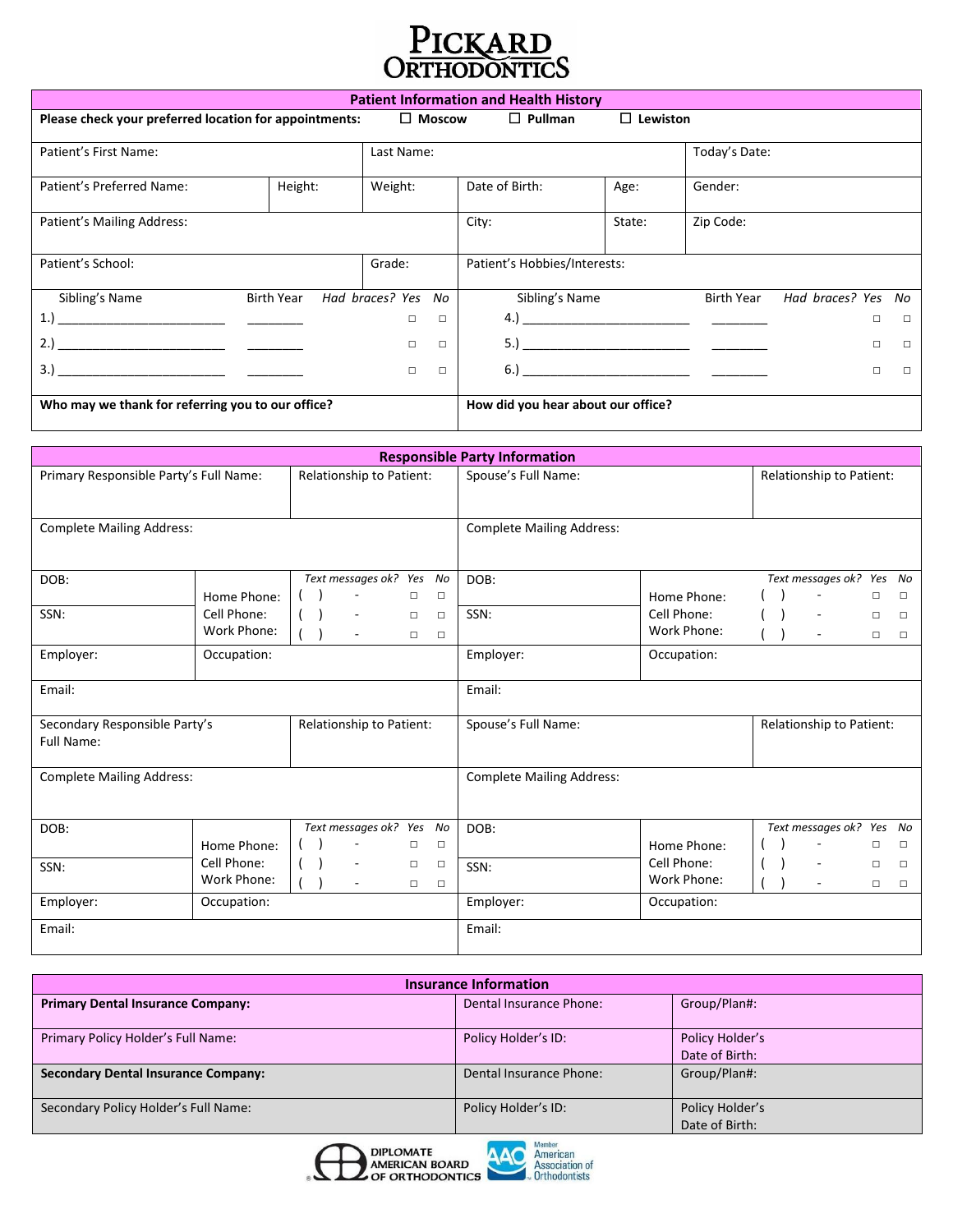# PICKARD ORTHODONTICS

## Patient Information and Health History

**Please check your preferred location for appointments:** ☐ **Moscow** ☐ **Pullman** ☐ **Lewiston**

| Patient's First Name: | | Last Name: | | | Today's Date: |
|---|---|---|---|---|---|
| Patient's Preferred Name: | Height: | Weight: | Date of Birth: | Age: | Gender: |
| Patient's Mailing Address: | | | City: | State: | Zip Code: |
| Patient's School: | | Grade: | Patient's Hobbies/Interests: | | |

| Sibling's Name | Birth Year | Had braces? Yes | No | Sibling's Name | Birth Year | Had braces? Yes | No |
|---|---|---|---|---|---|---|---|
| 1.) ______________________ | ________ | □ | □ | 4.) ______________________ | ________ | □ | □ |
| 2.) ______________________ | ________ | □ | □ | 5.) ______________________ | ________ | □ | □ |
| 3.) ______________________ | ________ | □ | □ | 6.) ______________________ | ________ | □ | □ |

| **Who may we thank for referring you to our office?** | **How did you hear about our office?** |
|---|---|
| | |

## Responsible Party Information

| Primary Responsible Party's Full Name: | Relationship to Patient: | Spouse's Full Name: | Relationship to Patient: |
|---|---|---|---|
| Complete Mailing Address: | | Complete Mailing Address: | |

| DOB: | | *Text messages ok?* | *Yes* | *No* | DOB: | | *Text messages ok?* | *Yes* | *No* |
|---|---|---|---|---|---|---|---|---|---|
| | Home Phone: | ( ) - | □ | □ | | Home Phone: | ( ) - | □ | □ |
| SSN: | Cell Phone: | ( ) - | □ | □ | SSN: | Cell Phone: | ( ) - | □ | □ |
| | Work Phone: | ( ) - | □ | □ | | Work Phone: | ( ) - | □ | □ |
| Employer: | Occupation: | | | | Employer: | Occupation: | | | |
| Email: | | | | | Email: | | | | |

| Secondary Responsible Party's Full Name: | Relationship to Patient: | Spouse's Full Name: | Relationship to Patient: |
|---|---|---|---|
| Complete Mailing Address: | | Complete Mailing Address: | |

| DOB: | | *Text messages ok?* | *Yes* | *No* | DOB: | | *Text messages ok?* | *Yes* | *No* |
|---|---|---|---|---|---|---|---|---|---|
| | Home Phone: | ( ) - | □ | □ | | Home Phone: | ( ) - | □ | □ |
| SSN: | Cell Phone: | ( ) - | □ | □ | SSN: | Cell Phone: | ( ) - | □ | □ |
| | Work Phone: | ( ) - | □ | □ | | Work Phone: | ( ) - | □ | □ |
| Employer: | Occupation: | | | | Employer: | Occupation: | | | |
| Email: | | | | | Email: | | | | |

## Insurance Information

| **Primary Dental Insurance Company:** | Dental Insurance Phone: | Group/Plan#: |
|---|---|---|
| Primary Policy Holder's Full Name: | Policy Holder's ID: | Policy Holder's Date of Birth: |
| **Secondary Dental Insurance Company:** | Dental Insurance Phone: | Group/Plan#: |
| Secondary Policy Holder's Full Name: | Policy Holder's ID: | Policy Holder's Date of Birth: |

DIPLOMATE AMERICAN BOARD OF ORTHODONTICS

Member American Association of Orthodontists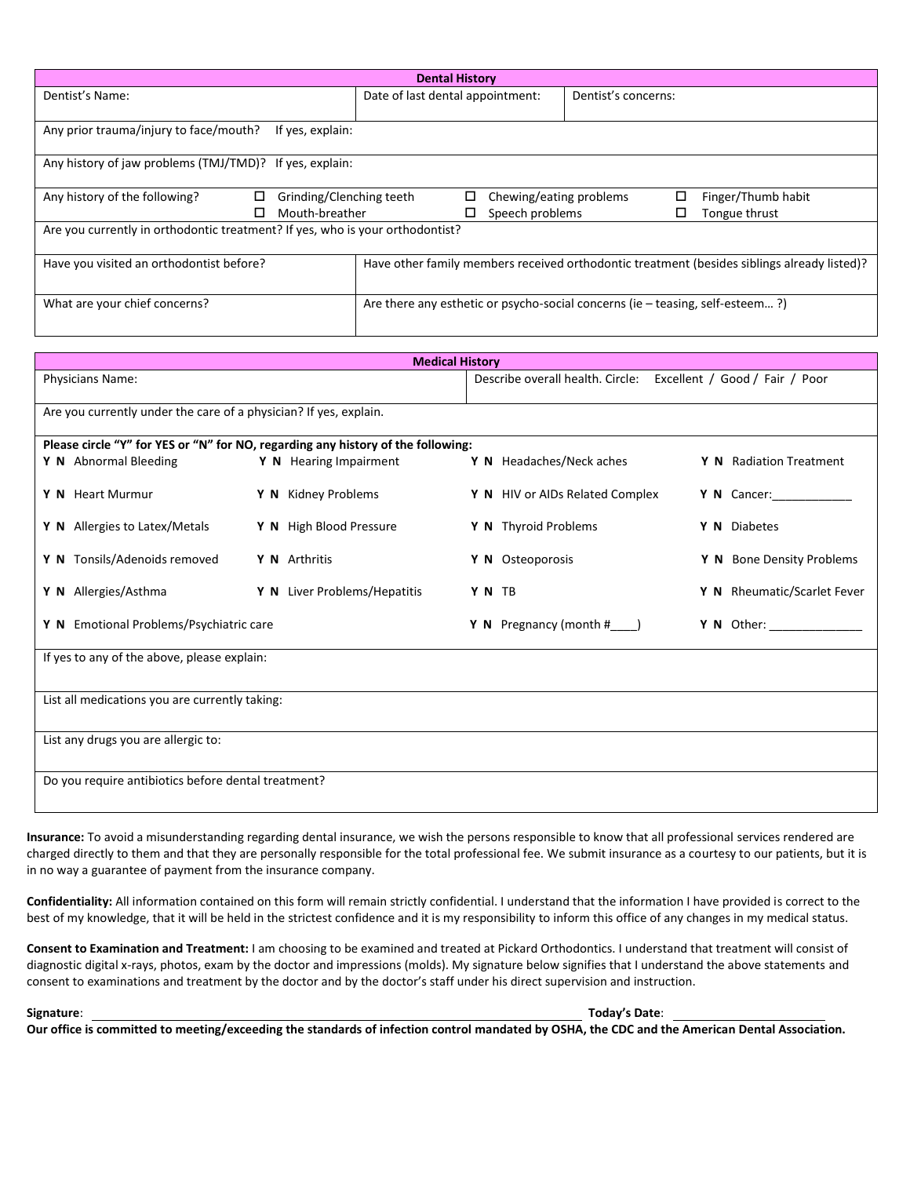## Dental History

| Dentist's Name: | Date of last dental appointment: | Dentist's concerns: |
|---|---|---|
| Any prior trauma/injury to face/mouth? If yes, explain: | | |
| Any history of jaw problems (TMJ/TMD)? If yes, explain: | | |

Any history of the following?

- ☐ Grinding/Clenching teeth
- ☐ Chewing/eating problems
- ☐ Finger/Thumb habit
- ☐ Mouth-breather
- ☐ Speech problems
- ☐ Tongue thrust

Are you currently in orthodontic treatment? If yes, who is your orthodontist?

| Have you visited an orthodontist before? | Have other family members received orthodontic treatment (besides siblings already listed)? |
|---|---|
| What are your chief concerns? | Are there any esthetic or psycho-social concerns (ie – teasing, self-esteem… ?) |

## Medical History

| Physicians Name: | Describe overall health. Circle: Excellent / Good / Fair / Poor |
|---|---|

Are you currently under the care of a physician? If yes, explain.

**Please circle "Y" for YES or "N" for NO, regarding any history of the following:**

| | | | |
|---|---|---|---|
| **Y N** Abnormal Bleeding | **Y N** Hearing Impairment | **Y N** Headaches/Neck aches | **Y N** Radiation Treatment |
| **Y N** Heart Murmur | **Y N** Kidney Problems | **Y N** HIV or AIDs Related Complex | **Y N** Cancer:____________ |
| **Y N** Allergies to Latex/Metals | **Y N** High Blood Pressure | **Y N** Thyroid Problems | **Y N** Diabetes |
| **Y N** Tonsils/Adenoids removed | **Y N** Arthritis | **Y N** Osteoporosis | **Y N** Bone Density Problems |
| **Y N** Allergies/Asthma | **Y N** Liver Problems/Hepatitis | **Y N** TB | **Y N** Rheumatic/Scarlet Fever |
| **Y N** Emotional Problems/Psychiatric care | | **Y N** Pregnancy (month #____) | **Y N** Other: ______________ |

If yes to any of the above, please explain:

List all medications you are currently taking:

List any drugs you are allergic to:

Do you require antibiotics before dental treatment?

**Insurance:** To avoid a misunderstanding regarding dental insurance, we wish the persons responsible to know that all professional services rendered are charged directly to them and that they are personally responsible for the total professional fee. We submit insurance as a courtesy to our patients, but it is in no way a guarantee of payment from the insurance company.

**Confidentiality:** All information contained on this form will remain strictly confidential. I understand that the information I have provided is correct to the best of my knowledge, that it will be held in the strictest confidence and it is my responsibility to inform this office of any changes in my medical status.

**Consent to Examination and Treatment:** I am choosing to be examined and treated at Pickard Orthodontics. I understand that treatment will consist of diagnostic digital x-rays, photos, exam by the doctor and impressions (molds). My signature below signifies that I understand the above statements and consent to examinations and treatment by the doctor and by the doctor's staff under his direct supervision and instruction.

**Signature**: ______________________________ **Today's Date**: ______________

**Our office is committed to meeting/exceeding the standards of infection control mandated by OSHA, the CDC and the American Dental Association.**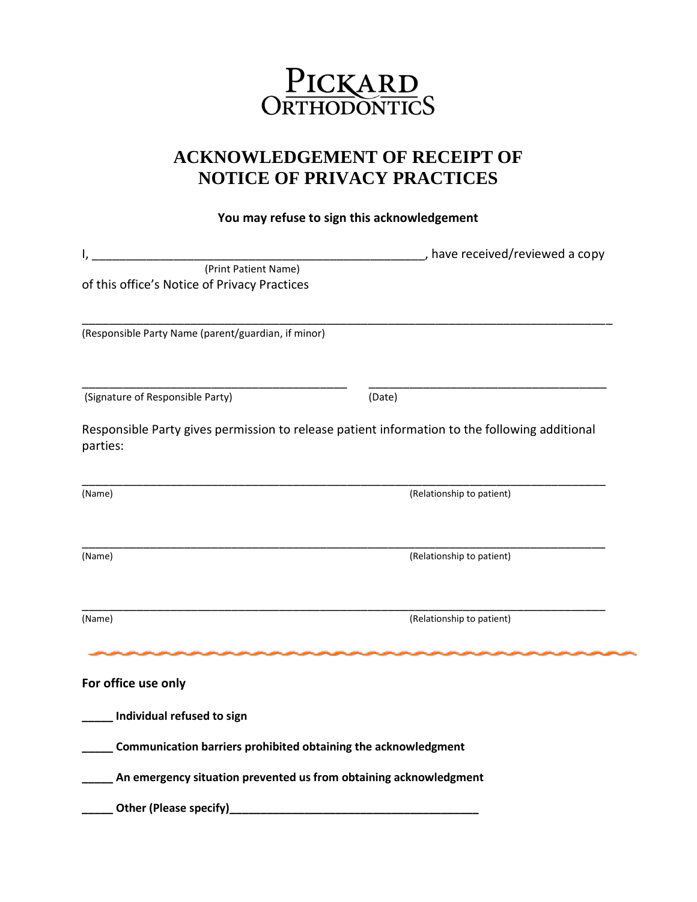PICKARD ORTHODONTICS

# ACKNOWLEDGEMENT OF RECEIPT OF NOTICE OF PRIVACY PRACTICES

**You may refuse to sign this acknowledgement**

I, ____________________________________________, have received/reviewed a copy
(Print Patient Name)
of this office's Notice of Privacy Practices

_______________________________________________________________________________
(Responsible Party Name (parent/guardian, if minor)

________________________________________ ____________________________________
(Signature of Responsible Party) (Date)

Responsible Party gives permission to release patient information to the following additional parties:

_______________________________________________________________________________
(Name) (Relationship to patient)

_______________________________________________________________________________
(Name) (Relationship to patient)

_______________________________________________________________________________
(Name) (Relationship to patient)

---

**For office use only**

**_____ Individual refused to sign**

**_____ Communication barriers prohibited obtaining the acknowledgment**

**_____ An emergency situation prevented us from obtaining acknowledgment**

**_____ Other (Please specify)_____________________________________**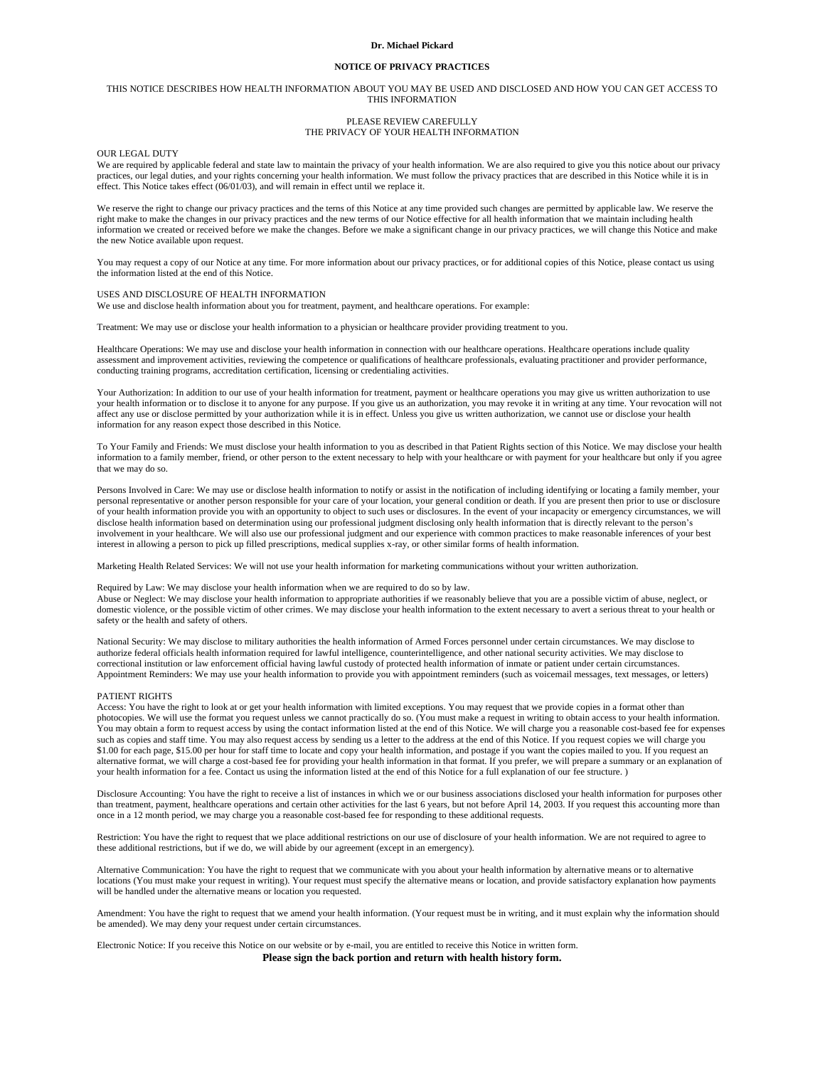**Dr. Michael Pickard**

## NOTICE OF PRIVACY PRACTICES

THIS NOTICE DESCRIBES HOW HEALTH INFORMATION ABOUT YOU MAY BE USED AND DISCLOSED AND HOW YOU CAN GET ACCESS TO THIS INFORMATION

PLEASE REVIEW CAREFULLY
THE PRIVACY OF YOUR HEALTH INFORMATION

### OUR LEGAL DUTY

We are required by applicable federal and state law to maintain the privacy of your health information. We are also required to give you this notice about our privacy practices, our legal duties, and your rights concerning your health information. We must follow the privacy practices that are described in this Notice while it is in effect. This Notice takes effect (06/01/03), and will remain in effect until we replace it.

We reserve the right to change our privacy practices and the terns of this Notice at any time provided such changes are permitted by applicable law. We reserve the right make to make the changes in our privacy practices and the new terms of our Notice effective for all health information that we maintain including health information we created or received before we make the changes. Before we make a significant change in our privacy practices, we will change this Notice and make the new Notice available upon request.

You may request a copy of our Notice at any time. For more information about our privacy practices, or for additional copies of this Notice, please contact us using the information listed at the end of this Notice.

### USES AND DISCLOSURE OF HEALTH INFORMATION

We use and disclose health information about you for treatment, payment, and healthcare operations. For example:

Treatment: We may use or disclose your health information to a physician or healthcare provider providing treatment to you.

Healthcare Operations: We may use and disclose your health information in connection with our healthcare operations. Healthcare operations include quality assessment and improvement activities, reviewing the competence or qualifications of healthcare professionals, evaluating practitioner and provider performance, conducting training programs, accreditation certification, licensing or credentialing activities.

Your Authorization: In addition to our use of your health information for treatment, payment or healthcare operations you may give us written authorization to use your health information or to disclose it to anyone for any purpose. If you give us an authorization, you may revoke it in writing at any time. Your revocation will not affect any use or disclose permitted by your authorization while it is in effect. Unless you give us written authorization, we cannot use or disclose your health information for any reason expect those described in this Notice.

To Your Family and Friends: We must disclose your health information to you as described in that Patient Rights section of this Notice. We may disclose your health information to a family member, friend, or other person to the extent necessary to help with your healthcare or with payment for your healthcare but only if you agree that we may do so.

Persons Involved in Care: We may use or disclose health information to notify or assist in the notification of including identifying or locating a family member, your personal representative or another person responsible for your care of your location, your general condition or death. If you are present then prior to use or disclosure of your health information provide you with an opportunity to object to such uses or disclosures. In the event of your incapacity or emergency circumstances, we will disclose health information based on determination using our professional judgment disclosing only health information that is directly relevant to the person's involvement in your healthcare. We will also use our professional judgment and our experience with common practices to make reasonable inferences of your best interest in allowing a person to pick up filled prescriptions, medical supplies x-ray, or other similar forms of health information.

Marketing Health Related Services: We will not use your health information for marketing communications without your written authorization.

Required by Law: We may disclose your health information when we are required to do so by law.
Abuse or Neglect: We may disclose your health information to appropriate authorities if we reasonably believe that you are a possible victim of abuse, neglect, or domestic violence, or the possible victim of other crimes. We may disclose your health information to the extent necessary to avert a serious threat to your health or safety or the health and safety of others.

National Security: We may disclose to military authorities the health information of Armed Forces personnel under certain circumstances. We may disclose to authorize federal officials health information required for lawful intelligence, counterintelligence, and other national security activities. We may disclose to correctional institution or law enforcement official having lawful custody of protected health information of inmate or patient under certain circumstances.
Appointment Reminders: We may use your health information to provide you with appointment reminders (such as voicemail messages, text messages, or letters)

### PATIENT RIGHTS

Access: You have the right to look at or get your health information with limited exceptions. You may request that we provide copies in a format other than photocopies. We will use the format you request unless we cannot practically do so. (You must make a request in writing to obtain access to your health information. You may obtain a form to request access by using the contact information listed at the end of this Notice. We will charge you a reasonable cost-based fee for expenses such as copies and staff time. You may also request access by sending us a letter to the address at the end of this Notice. If you request copies we will charge you $1.00 for each page, $15.00 per hour for staff time to locate and copy your health information, and postage if you want the copies mailed to you. If you request an alternative format, we will charge a cost-based fee for providing your health information in that format. If you prefer, we will prepare a summary or an explanation of your health information for a fee. Contact us using the information listed at the end of this Notice for a full explanation of our fee structure. )

Disclosure Accounting: You have the right to receive a list of instances in which we or our business associations disclosed your health information for purposes other than treatment, payment, healthcare operations and certain other activities for the last 6 years, but not before April 14, 2003. If you request this accounting more than once in a 12 month period, we may charge you a reasonable cost-based fee for responding to these additional requests.

Restriction: You have the right to request that we place additional restrictions on our use of disclosure of your health information. We are not required to agree to these additional restrictions, but if we do, we will abide by our agreement (except in an emergency).

Alternative Communication: You have the right to request that we communicate with you about your health information by alternative means or to alternative locations (You must make your request in writing). Your request must specify the alternative means or location, and provide satisfactory explanation how payments will be handled under the alternative means or location you requested.

Amendment: You have the right to request that we amend your health information. (Your request must be in writing, and it must explain why the information should be amended). We may deny your request under certain circumstances.

Electronic Notice: If you receive this Notice on our website or by e-mail, you are entitled to receive this Notice in written form.

**Please sign the back portion and return with health history form.**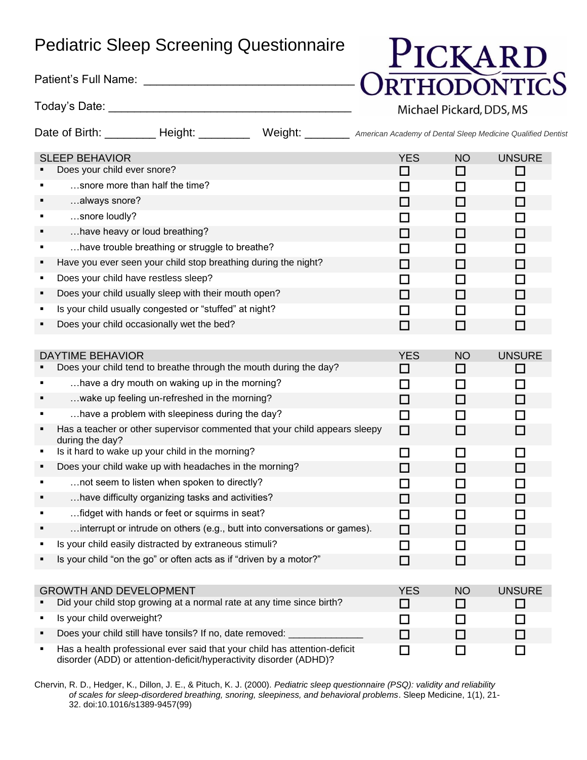# Pediatric Sleep Screening Questionnaire

**PICKARD ORTHODONTICS**
Michael Pickard, DDS, MS
*American Academy of Dental Sleep Medicine Qualified Dentist*

Patient's Full Name: ______________________________

Today's Date: ______________________________________

Date of Birth: ________ Height: ________ Weight: _______

| SLEEP BEHAVIOR | YES | NO | UNSURE |
|---|---|---|---|
| Does your child ever snore? | ☐ | ☐ | ☐ |
| …snore more than half the time? | ☐ | ☐ | ☐ |
| …always snore? | ☐ | ☐ | ☐ |
| …snore loudly? | ☐ | ☐ | ☐ |
| …have heavy or loud breathing? | ☐ | ☐ | ☐ |
| …have trouble breathing or struggle to breathe? | ☐ | ☐ | ☐ |
| Have you ever seen your child stop breathing during the night? | ☐ | ☐ | ☐ |
| Does your child have restless sleep? | ☐ | ☐ | ☐ |
| Does your child usually sleep with their mouth open? | ☐ | ☐ | ☐ |
| Is your child usually congested or "stuffed" at night? | ☐ | ☐ | ☐ |
| Does your child occasionally wet the bed? | ☐ | ☐ | ☐ |

| DAYTIME BEHAVIOR | YES | NO | UNSURE |
|---|---|---|---|
| Does your child tend to breathe through the mouth during the day? | ☐ | ☐ | ☐ |
| …have a dry mouth on waking up in the morning? | ☐ | ☐ | ☐ |
| …wake up feeling un-refreshed in the morning? | ☐ | ☐ | ☐ |
| …have a problem with sleepiness during the day? | ☐ | ☐ | ☐ |
| Has a teacher or other supervisor commented that your child appears sleepy during the day? | ☐ | ☐ | ☐ |
| Is it hard to wake up your child in the morning? | ☐ | ☐ | ☐ |
| Does your child wake up with headaches in the morning? | ☐ | ☐ | ☐ |
| …not seem to listen when spoken to directly? | ☐ | ☐ | ☐ |
| …have difficulty organizing tasks and activities? | ☐ | ☐ | ☐ |
| …fidget with hands or feet or squirms in seat? | ☐ | ☐ | ☐ |
| …interrupt or intrude on others (e.g., butt into conversations or games). | ☐ | ☐ | ☐ |
| Is your child easily distracted by extraneous stimuli? | ☐ | ☐ | ☐ |
| Is your child "on the go" or often acts as if "driven by a motor?" | ☐ | ☐ | ☐ |

| GROWTH AND DEVELOPMENT | YES | NO | UNSURE |
|---|---|---|---|
| Did your child stop growing at a normal rate at any time since birth? | ☐ | ☐ | ☐ |
| Is your child overweight? | ☐ | ☐ | ☐ |
| Does your child still have tonsils? If no, date removed: _____________ | ☐ | ☐ | ☐ |
| Has a health professional ever said that your child has attention-deficit disorder (ADD) or attention-deficit/hyperactivity disorder (ADHD)? | ☐ | ☐ | ☐ |

Chervin, R. D., Hedger, K., Dillon, J. E., & Pituch, K. J. (2000). *Pediatric sleep questionnaire (PSQ): validity and reliability of scales for sleep-disordered breathing, snoring, sleepiness, and behavioral problems*. Sleep Medicine, 1(1), 21-32. doi:10.1016/s1389-9457(99)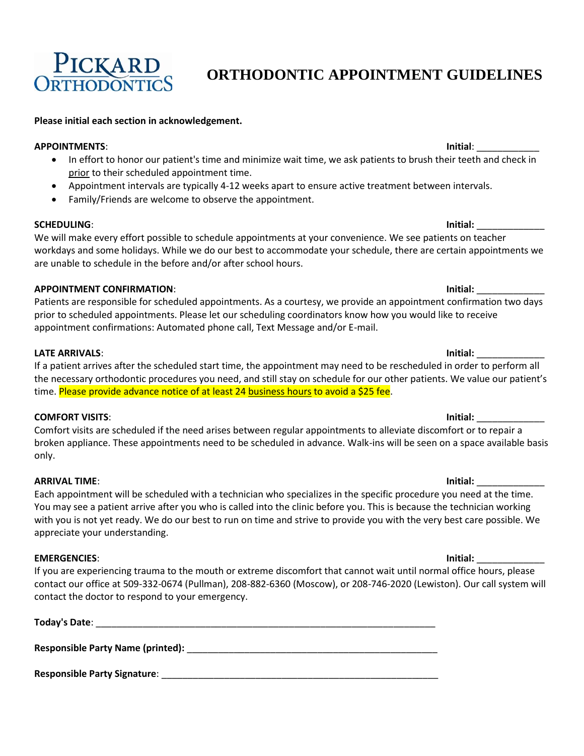**PICKARD ORTHODONTICS**

# ORTHODONTIC APPOINTMENT GUIDELINES

**Please initial each section in acknowledgement.**

**APPOINTMENTS**: **Initial**: ___________

- In effort to honor our patient's time and minimize wait time, we ask patients to brush their teeth and check in prior to their scheduled appointment time.
- Appointment intervals are typically 4-12 weeks apart to ensure active treatment between intervals.
- Family/Friends are welcome to observe the appointment.

**SCHEDULING**: **Initial:** ____________

We will make every effort possible to schedule appointments at your convenience. We see patients on teacher workdays and some holidays. While we do our best to accommodate your schedule, there are certain appointments we are unable to schedule in the before and/or after school hours.

**APPOINTMENT CONFIRMATION**: **Initial:** ____________

Patients are responsible for scheduled appointments. As a courtesy, we provide an appointment confirmation two days prior to scheduled appointments. Please let our scheduling coordinators know how you would like to receive appointment confirmations: Automated phone call, Text Message and/or E-mail.

**LATE ARRIVALS**: **Initial:** ____________

If a patient arrives after the scheduled start time, the appointment may need to be rescheduled in order to perform all the necessary orthodontic procedures you need, and still stay on schedule for our other patients. We value our patient's time. Please provide advance notice of at least 24 business hours to avoid a $25 fee.

**COMFORT VISITS**: **Initial:** ____________

Comfort visits are scheduled if the need arises between regular appointments to alleviate discomfort or to repair a broken appliance. These appointments need to be scheduled in advance. Walk-ins will be seen on a space available basis only.

**ARRIVAL TIME**: **Initial:** ____________

Each appointment will be scheduled with a technician who specializes in the specific procedure you need at the time. You may see a patient arrive after you who is called into the clinic before you. This is because the technician working with you is not yet ready. We do our best to run on time and strive to provide you with the very best care possible. We appreciate your understanding.

**EMERGENCIES**: **Initial:** ____________

If you are experiencing trauma to the mouth or extreme discomfort that cannot wait until normal office hours, please contact our office at 509-332-0674 (Pullman), 208-882-6360 (Moscow), or 208-746-2020 (Lewiston). Our call system will contact the doctor to respond to your emergency.

**Today's Date**: ____________________________________________________________

**Responsible Party Name (printed):** ____________________________________________

**Responsible Party Signature**: ________________________________________________